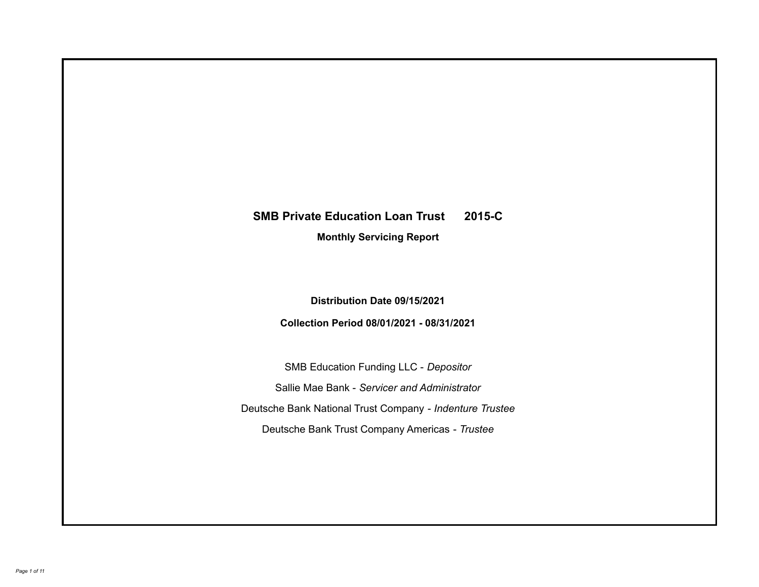# SMB Private Education Loan Trust 2015-C

## Monthly Servicing Report

**Distribution Date 09/15/2021**

**Collection Period 08/01/2021 - 08/31/2021**

SMB Education Funding LLC - *Depositor*

Sallie Mae Bank - *Servicer and Administrator*

Deutsche Bank National Trust Company - *Indenture Trustee*

Deutsche Bank Trust Company Americas - *Trustee*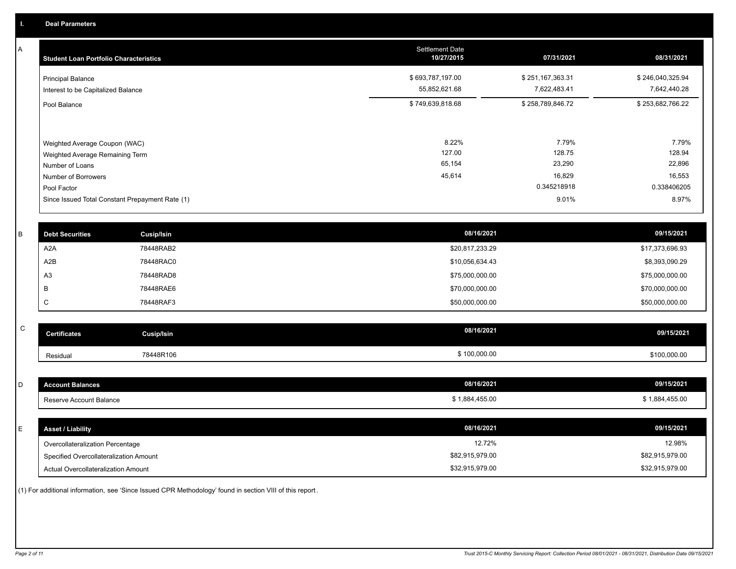## I. Deal Parameters

### A

| Student Loan Portfolio Characteristics | Settlement Date 10/27/2015 | 07/31/2021 | 08/31/2021 |
|---|---|---|---|
| Principal Balance | $ 693,787,197.00 | $ 251,167,363.31 | $ 246,040,325.94 |
| Interest to be Capitalized Balance | 55,852,621.68 | 7,622,483.41 | 7,642,440.28 |
| Pool Balance | $ 749,639,818.68 | $ 258,789,846.72 | $ 253,682,766.22 |
| Weighted Average Coupon (WAC) | 8.22% | 7.79% | 7.79% |
| Weighted Average Remaining Term | 127.00 | 128.75 | 128.94 |
| Number of Loans | 65,154 | 23,290 | 22,896 |
| Number of Borrowers | 45,614 | 16,829 | 16,553 |
| Pool Factor | | 0.345218918 | 0.338406205 |
| Since Issued Total Constant Prepayment Rate (1) | | 9.01% | 8.97% |

### B

| Debt Securities | Cusip/Isin | 08/16/2021 | 09/15/2021 |
|---|---|---|---|
| A2A | 78448RAB2 | $20,817,233.29 | $17,373,696.93 |
| A2B | 78448RAC0 | $10,056,634.43 | $8,393,090.29 |
| A3 | 78448RAD8 | $75,000,000.00 | $75,000,000.00 |
| B | 78448RAE6 | $70,000,000.00 | $70,000,000.00 |
| C | 78448RAF3 | $50,000,000.00 | $50,000,000.00 |

### C

| Certificates | Cusip/Isin | 08/16/2021 | 09/15/2021 |
|---|---|---|---|
| Residual | 78448R106 | $ 100,000.00 | $100,000.00 |

### D

| Account Balances | 08/16/2021 | 09/15/2021 |
|---|---|---|
| Reserve Account Balance | $ 1,884,455.00 | $ 1,884,455.00 |

### E

| Asset / Liability | 08/16/2021 | 09/15/2021 |
|---|---|---|
| Overcollateralization Percentage | 12.72% | 12.98% |
| Specified Overcollateralization Amount | $82,915,979.00 | $82,915,979.00 |
| Actual Overcollateralization Amount | $32,915,979.00 | $32,915,979.00 |

(1) For additional information, see 'Since Issued CPR Methodology' found in section VIII of this report.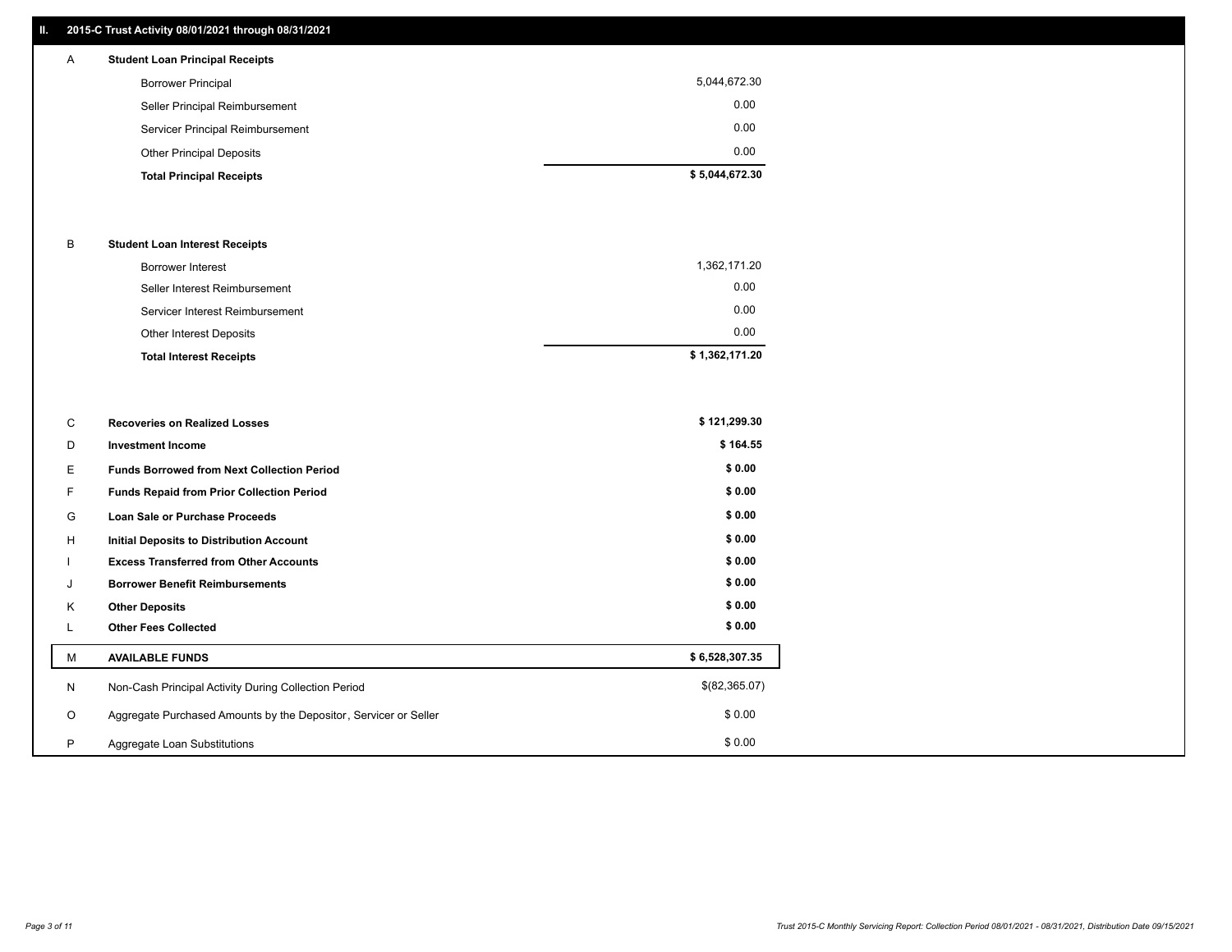## II. 2015-C Trust Activity 08/01/2021 through 08/31/2021

| | | |
|---|---|---|
| A | **Student Loan Principal Receipts** | |
| | Borrower Principal | 5,044,672.30 |
| | Seller Principal Reimbursement | 0.00 |
| | Servicer Principal Reimbursement | 0.00 |
| | Other Principal Deposits | 0.00 |
| | **Total Principal Receipts** | **$ 5,044,672.30** |
| B | **Student Loan Interest Receipts** | |
| | Borrower Interest | 1,362,171.20 |
| | Seller Interest Reimbursement | 0.00 |
| | Servicer Interest Reimbursement | 0.00 |
| | Other Interest Deposits | 0.00 |
| | **Total Interest Receipts** | **$ 1,362,171.20** |
| C | **Recoveries on Realized Losses** | **$ 121,299.30** |
| D | **Investment Income** | **$ 164.55** |
| E | **Funds Borrowed from Next Collection Period** | **$ 0.00** |
| F | **Funds Repaid from Prior Collection Period** | **$ 0.00** |
| G | **Loan Sale or Purchase Proceeds** | **$ 0.00** |
| H | **Initial Deposits to Distribution Account** | **$ 0.00** |
| I | **Excess Transferred from Other Accounts** | **$ 0.00** |
| J | **Borrower Benefit Reimbursements** | **$ 0.00** |
| K | **Other Deposits** | **$ 0.00** |
| L | **Other Fees Collected** | **$ 0.00** |
| M | **AVAILABLE FUNDS** | **$ 6,528,307.35** |
| N | Non-Cash Principal Activity During Collection Period | $(82,365.07) |
| O | Aggregate Purchased Amounts by the Depositor, Servicer or Seller | $ 0.00 |
| P | Aggregate Loan Substitutions | $ 0.00 |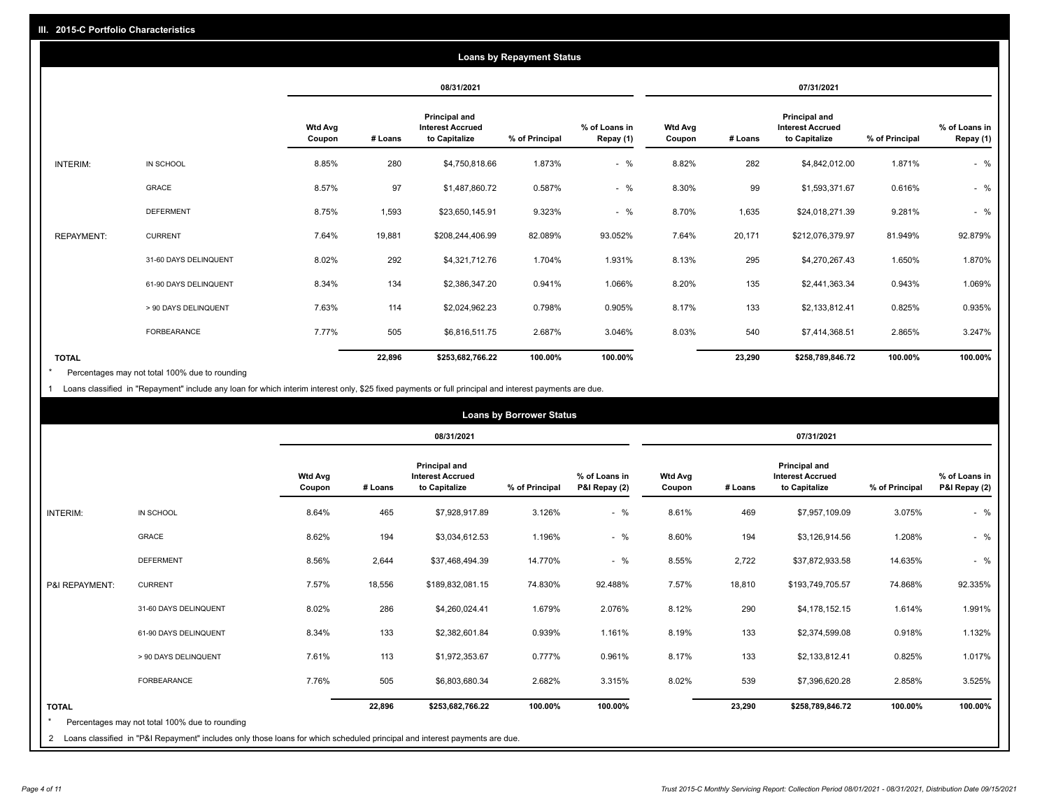## III. 2015-C Portfolio Characteristics

### Loans by Repayment Status

| | | 08/31/2021 | | | | | 07/31/2021 | | | | |
|---|---|---|---|---|---|---|---|---|---|---|---|
| | | Wtd Avg Coupon | # Loans | Principal and Interest Accrued to Capitalize | % of Principal | % of Loans in Repay (1) | Wtd Avg Coupon | # Loans | Principal and Interest Accrued to Capitalize | % of Principal | % of Loans in Repay (1) |
| INTERIM: | IN SCHOOL | 8.85% | 280 | $4,750,818.66 | 1.873% | - % | 8.82% | 282 | $4,842,012.00 | 1.871% | - % |
| | GRACE | 8.57% | 97 | $1,487,860.72 | 0.587% | - % | 8.30% | 99 | $1,593,371.67 | 0.616% | - % |
| | DEFERMENT | 8.75% | 1,593 | $23,650,145.91 | 9.323% | - % | 8.70% | 1,635 | $24,018,271.39 | 9.281% | - % |
| REPAYMENT: | CURRENT | 7.64% | 19,881 | $208,244,406.99 | 82.089% | 93.052% | 7.64% | 20,171 | $212,076,379.97 | 81.949% | 92.879% |
| | 31-60 DAYS DELINQUENT | 8.02% | 292 | $4,321,712.76 | 1.704% | 1.931% | 8.13% | 295 | $4,270,267.43 | 1.650% | 1.870% |
| | 61-90 DAYS DELINQUENT | 8.34% | 134 | $2,386,347.20 | 0.941% | 1.066% | 8.20% | 135 | $2,441,363.34 | 0.943% | 1.069% |
| | > 90 DAYS DELINQUENT | 7.63% | 114 | $2,024,962.23 | 0.798% | 0.905% | 8.17% | 133 | $2,133,812.41 | 0.825% | 0.935% |
| | FORBEARANCE | 7.77% | 505 | $6,816,511.75 | 2.687% | 3.046% | 8.03% | 540 | $7,414,368.51 | 2.865% | 3.247% |
| TOTAL | | | 22,896 | $253,682,766.22 | 100.00% | 100.00% | | 23,290 | $258,789,846.72 | 100.00% | 100.00% |

\* Percentages may not total 100% due to rounding

1 Loans classified in "Repayment" include any loan for which interim interest only, $25 fixed payments or full principal and interest payments are due.

### Loans by Borrower Status

| | | 08/31/2021 | | | | | 07/31/2021 | | | | |
|---|---|---|---|---|---|---|---|---|---|---|---|
| | | Wtd Avg Coupon | # Loans | Principal and Interest Accrued to Capitalize | % of Principal | % of Loans in P&I Repay (2) | Wtd Avg Coupon | # Loans | Principal and Interest Accrued to Capitalize | % of Principal | % of Loans in P&I Repay (2) |
| INTERIM: | IN SCHOOL | 8.64% | 465 | $7,928,917.89 | 3.126% | - % | 8.61% | 469 | $7,957,109.09 | 3.075% | - % |
| | GRACE | 8.62% | 194 | $3,034,612.53 | 1.196% | - % | 8.60% | 194 | $3,126,914.56 | 1.208% | - % |
| | DEFERMENT | 8.56% | 2,644 | $37,468,494.39 | 14.770% | - % | 8.55% | 2,722 | $37,872,933.58 | 14.635% | - % |
| P&I REPAYMENT: | CURRENT | 7.57% | 18,556 | $189,832,081.15 | 74.830% | 92.488% | 7.57% | 18,810 | $193,749,705.57 | 74.868% | 92.335% |
| | 31-60 DAYS DELINQUENT | 8.02% | 286 | $4,260,024.41 | 1.679% | 2.076% | 8.12% | 290 | $4,178,152.15 | 1.614% | 1.991% |
| | 61-90 DAYS DELINQUENT | 8.34% | 133 | $2,382,601.84 | 0.939% | 1.161% | 8.19% | 133 | $2,374,599.08 | 0.918% | 1.132% |
| | > 90 DAYS DELINQUENT | 7.61% | 113 | $1,972,353.67 | 0.777% | 0.961% | 8.17% | 133 | $2,133,812.41 | 0.825% | 1.017% |
| | FORBEARANCE | 7.76% | 505 | $6,803,680.34 | 2.682% | 3.315% | 8.02% | 539 | $7,396,620.28 | 2.858% | 3.525% |
| TOTAL | | | 22,896 | $253,682,766.22 | 100.00% | 100.00% | | 23,290 | $258,789,846.72 | 100.00% | 100.00% |

\* Percentages may not total 100% due to rounding

2 Loans classified in "P&I Repayment" includes only those loans for which scheduled principal and interest payments are due.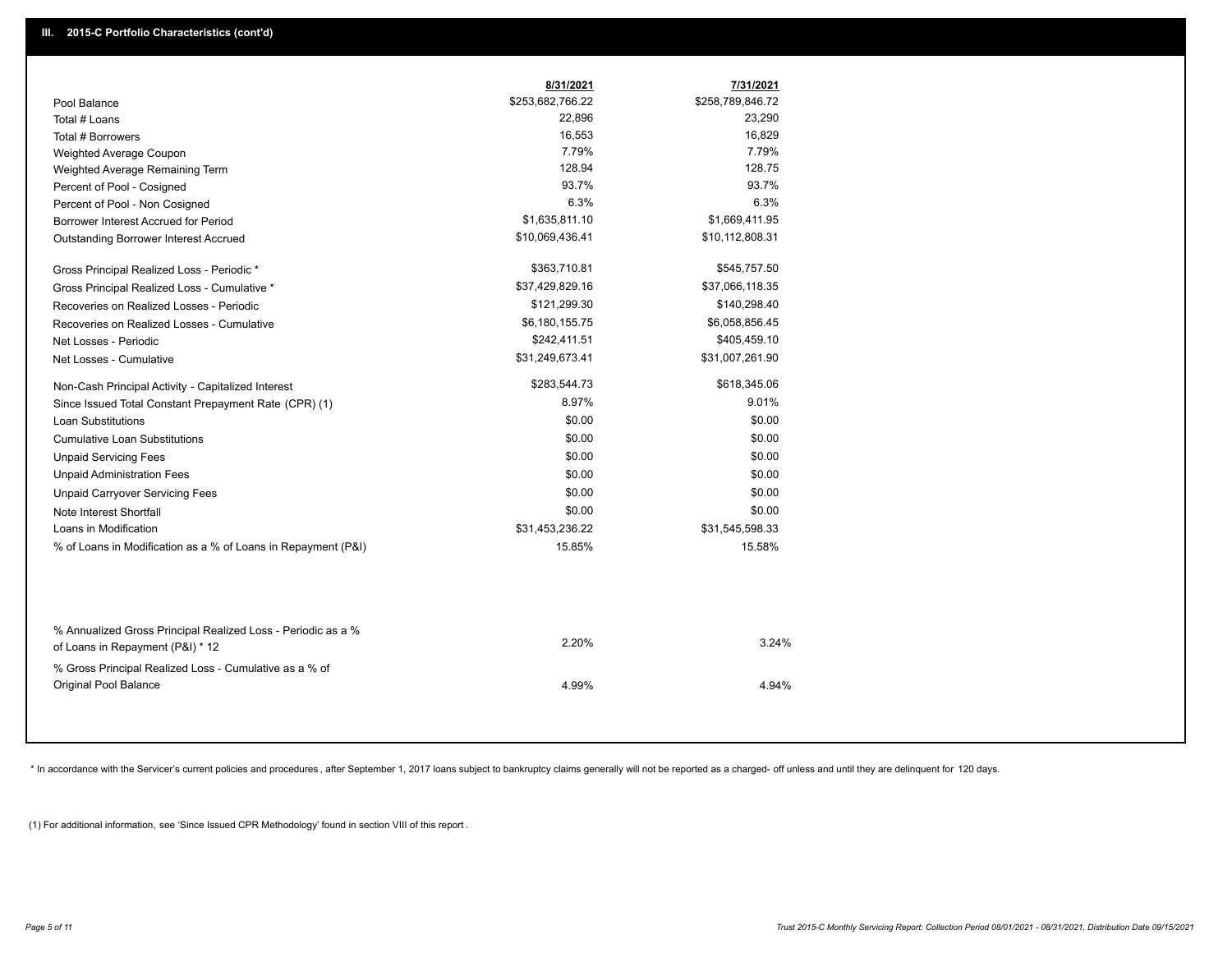## III. 2015-C Portfolio Characteristics (cont'd)

| | 8/31/2021 | 7/31/2021 |
|---|---|---|
| Pool Balance | $253,682,766.22 | $258,789,846.72 |
| Total # Loans | 22,896 | 23,290 |
| Total # Borrowers | 16,553 | 16,829 |
| Weighted Average Coupon | 7.79% | 7.79% |
| Weighted Average Remaining Term | 128.94 | 128.75 |
| Percent of Pool - Cosigned | 93.7% | 93.7% |
| Percent of Pool - Non Cosigned | 6.3% | 6.3% |
| Borrower Interest Accrued for Period | $1,635,811.10 | $1,669,411.95 |
| Outstanding Borrower Interest Accrued | $10,069,436.41 | $10,112,808.31 |
| Gross Principal Realized Loss - Periodic * | $363,710.81 | $545,757.50 |
| Gross Principal Realized Loss - Cumulative * | $37,429,829.16 | $37,066,118.35 |
| Recoveries on Realized Losses - Periodic | $121,299.30 | $140,298.40 |
| Recoveries on Realized Losses - Cumulative | $6,180,155.75 | $6,058,856.45 |
| Net Losses - Periodic | $242,411.51 | $405,459.10 |
| Net Losses - Cumulative | $31,249,673.41 | $31,007,261.90 |
| Non-Cash Principal Activity - Capitalized Interest | $283,544.73 | $618,345.06 |
| Since Issued Total Constant Prepayment Rate (CPR) (1) | 8.97% | 9.01% |
| Loan Substitutions | $0.00 | $0.00 |
| Cumulative Loan Substitutions | $0.00 | $0.00 |
| Unpaid Servicing Fees | $0.00 | $0.00 |
| Unpaid Administration Fees | $0.00 | $0.00 |
| Unpaid Carryover Servicing Fees | $0.00 | $0.00 |
| Note Interest Shortfall | $0.00 | $0.00 |
| Loans in Modification | $31,453,236.22 | $31,545,598.33 |
| % of Loans in Modification as a % of Loans in Repayment (P&I) | 15.85% | 15.58% |
| % Annualized Gross Principal Realized Loss - Periodic as a % of Loans in Repayment (P&I) * 12 | 2.20% | 3.24% |
| % Gross Principal Realized Loss - Cumulative as a % of Original Pool Balance | 4.99% | 4.94% |

* In accordance with the Servicer's current policies and procedures , after September 1, 2017 loans subject to bankruptcy claims generally will not be reported as a charged- off unless and until they are delinquent for 120 days.

(1) For additional information, see 'Since Issued CPR Methodology' found in section VIII of this report .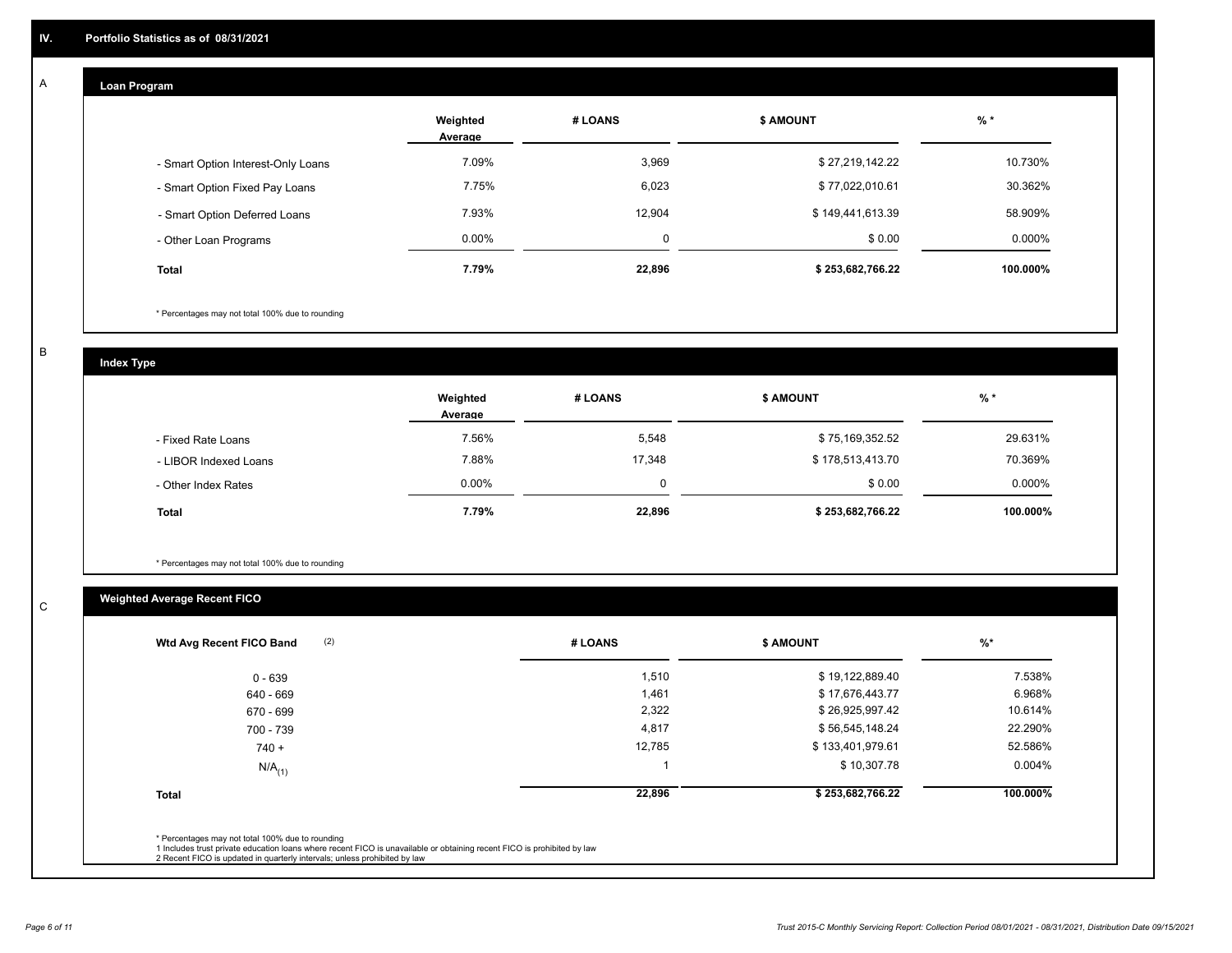## IV. Portfolio Statistics as of 08/31/2021

### A Loan Program

| | Weighted Average | # LOANS | $ AMOUNT | % * |
|---|---|---|---|---|
| - Smart Option Interest-Only Loans | 7.09% | 3,969 | $ 27,219,142.22 | 10.730% |
| - Smart Option Fixed Pay Loans | 7.75% | 6,023 | $ 77,022,010.61 | 30.362% |
| - Smart Option Deferred Loans | 7.93% | 12,904 | $ 149,441,613.39 | 58.909% |
| - Other Loan Programs | 0.00% | 0 | $ 0.00 | 0.000% |
| **Total** | **7.79%** | **22,896** | **$ 253,682,766.22** | **100.000%** |

* Percentages may not total 100% due to rounding

### B Index Type

| | Weighted Average | # LOANS | $ AMOUNT | % * |
|---|---|---|---|---|
| - Fixed Rate Loans | 7.56% | 5,548 | $ 75,169,352.52 | 29.631% |
| - LIBOR Indexed Loans | 7.88% | 17,348 | $ 178,513,413.70 | 70.369% |
| - Other Index Rates | 0.00% | 0 | $ 0.00 | 0.000% |
| **Total** | **7.79%** | **22,896** | **$ 253,682,766.22** | **100.000%** |

* Percentages may not total 100% due to rounding

### C Weighted Average Recent FICO

| Wtd Avg Recent FICO Band (2) | # LOANS | $ AMOUNT | %* |
|---|---|---|---|
| 0 - 639 | 1,510 | $ 19,122,889.40 | 7.538% |
| 640 - 669 | 1,461 | $ 17,676,443.77 | 6.968% |
| 670 - 699 | 2,322 | $ 26,925,997.42 | 10.614% |
| 700 - 739 | 4,817 | $ 56,545,148.24 | 22.290% |
| 740 + | 12,785 | $ 133,401,979.61 | 52.586% |
| N/A(1) | 1 | $ 10,307.78 | 0.004% |
| **Total** | **22,896** | **$ 253,682,766.22** | **100.000%** |

* Percentages may not total 100% due to rounding
1 Includes trust private education loans where recent FICO is unavailable or obtaining recent FICO is prohibited by law
2 Recent FICO is updated in quarterly intervals; unless prohibited by law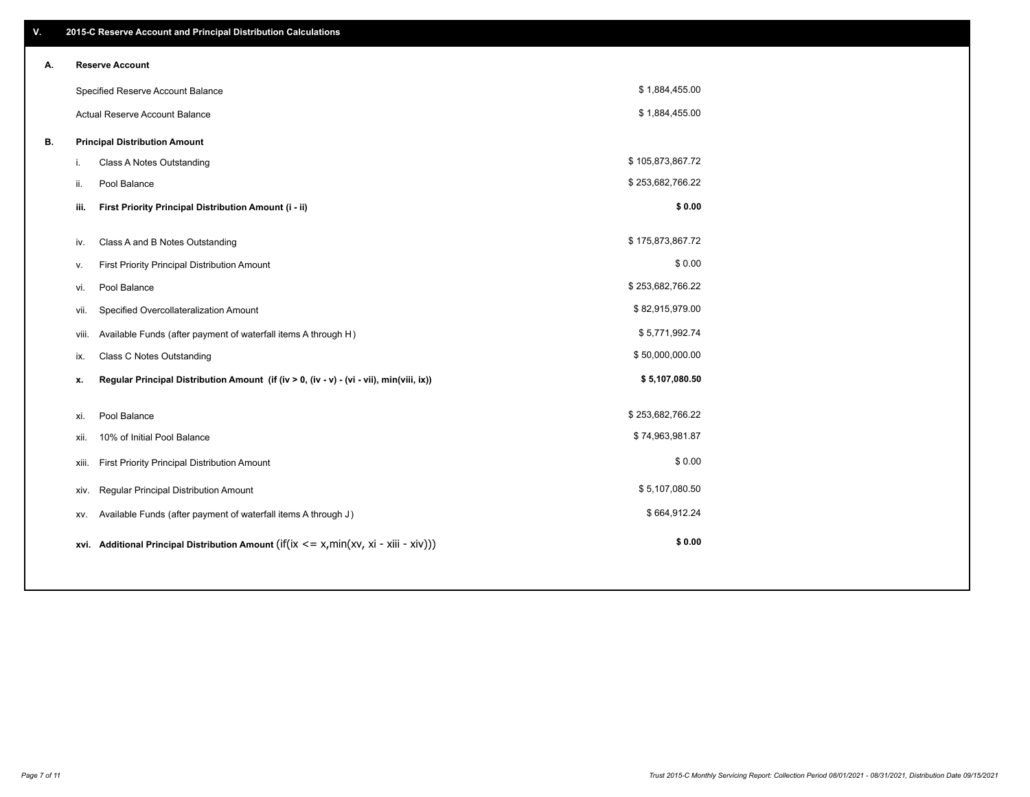## V. 2015-C Reserve Account and Principal Distribution Calculations

### A. Reserve Account

| | |
|---|---|
| Specified Reserve Account Balance | $ 1,884,455.00 |
| Actual Reserve Account Balance | $ 1,884,455.00 |

### B. Principal Distribution Amount

| | | |
|---|---|---|
| i. | Class A Notes Outstanding | $ 105,873,867.72 |
| ii. | Pool Balance | $ 253,682,766.22 |
| **iii.** | **First Priority Principal Distribution Amount (i - ii)** | **$ 0.00** |
| iv. | Class A and B Notes Outstanding | $ 175,873,867.72 |
| v. | First Priority Principal Distribution Amount | $ 0.00 |
| vi. | Pool Balance | $ 253,682,766.22 |
| vii. | Specified Overcollateralization Amount | $ 82,915,979.00 |
| viii. | Available Funds (after payment of waterfall items A through H) | $ 5,771,992.74 |
| ix. | Class C Notes Outstanding | $ 50,000,000.00 |
| **x.** | **Regular Principal Distribution Amount (if (iv > 0, (iv - v) - (vi - vii), min(viii, ix))** | **$ 5,107,080.50** |
| xi. | Pool Balance | $ 253,682,766.22 |
| xii. | 10% of Initial Pool Balance | $ 74,963,981.87 |
| xiii. | First Priority Principal Distribution Amount | $ 0.00 |
| xiv. | Regular Principal Distribution Amount | $ 5,107,080.50 |
| xv. | Available Funds (after payment of waterfall items A through J) | $ 664,912.24 |
| **xvi.** | **Additional Principal Distribution Amount** (if(ix <= x,min(xv, xi - xiii - xiv))) | **$ 0.00** |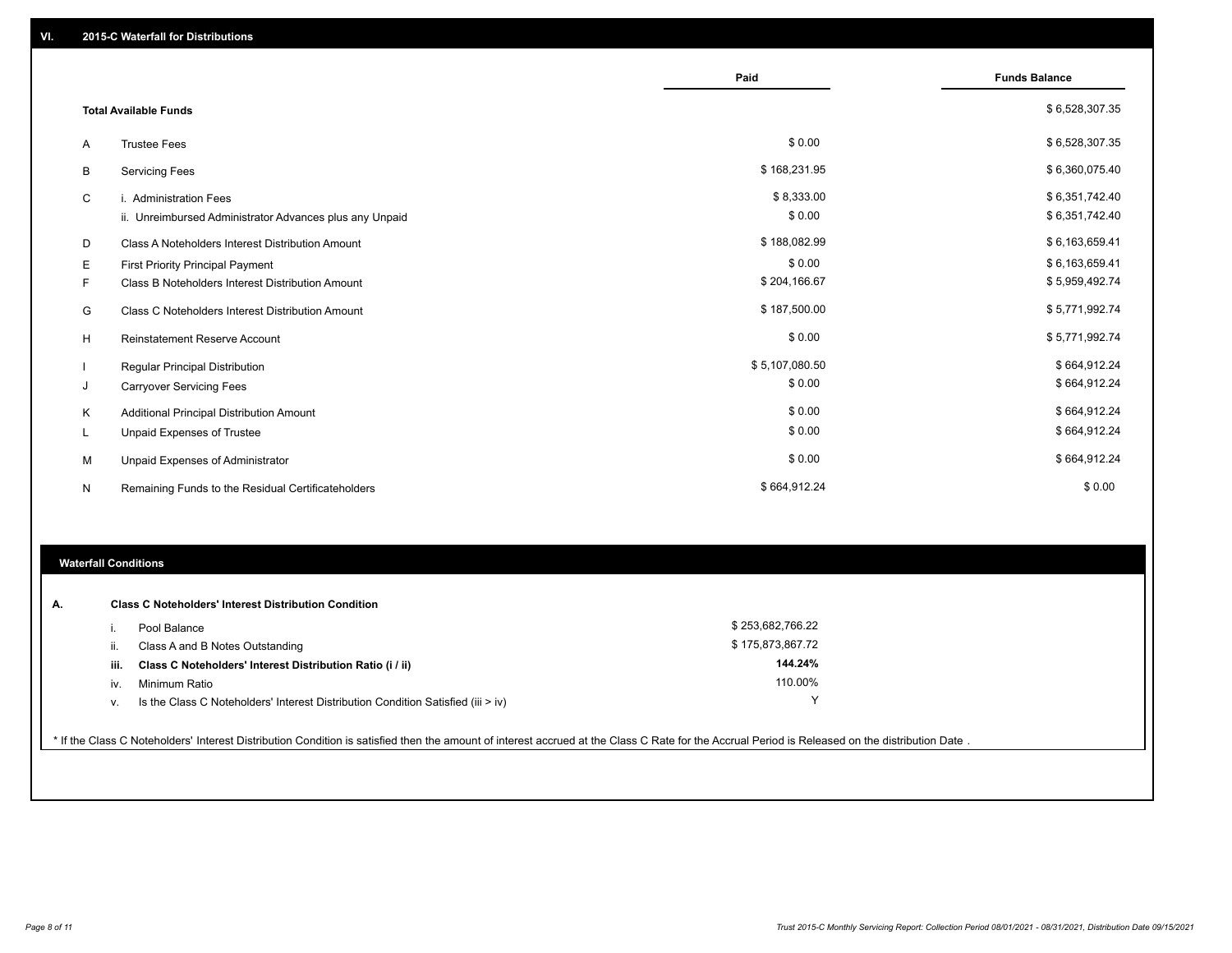## VI. 2015-C Waterfall for Distributions

| | | Paid | Funds Balance |
|---|---|---|---|
| | **Total Available Funds** | | $ 6,528,307.35 |
| A | Trustee Fees | $ 0.00 | $ 6,528,307.35 |
| B | Servicing Fees | $ 168,231.95 | $ 6,360,075.40 |
| C | i. Administration Fees | $ 8,333.00 | $ 6,351,742.40 |
| | ii. Unreimbursed Administrator Advances plus any Unpaid | $ 0.00 | $ 6,351,742.40 |
| D | Class A Noteholders Interest Distribution Amount | $ 188,082.99 | $ 6,163,659.41 |
| E | First Priority Principal Payment | $ 0.00 | $ 6,163,659.41 |
| F | Class B Noteholders Interest Distribution Amount | $ 204,166.67 | $ 5,959,492.74 |
| G | Class C Noteholders Interest Distribution Amount | $ 187,500.00 | $ 5,771,992.74 |
| H | Reinstatement Reserve Account | $ 0.00 | $ 5,771,992.74 |
| I | Regular Principal Distribution | $ 5,107,080.50 | $ 664,912.24 |
| J | Carryover Servicing Fees | $ 0.00 | $ 664,912.24 |
| K | Additional Principal Distribution Amount | $ 0.00 | $ 664,912.24 |
| L | Unpaid Expenses of Trustee | $ 0.00 | $ 664,912.24 |
| M | Unpaid Expenses of Administrator | $ 0.00 | $ 664,912.24 |
| N | Remaining Funds to the Residual Certificateholders | $ 664,912.24 | $ 0.00 |

### Waterfall Conditions

**A. Class C Noteholders' Interest Distribution Condition**

| | | |
|---|---|---|
| i. | Pool Balance | $ 253,682,766.22 |
| ii. | Class A and B Notes Outstanding | $ 175,873,867.72 |
| **iii.** | **Class C Noteholders' Interest Distribution Ratio (i / ii)** | **144.24%** |
| iv. | Minimum Ratio | 110.00% |
| v. | Is the Class C Noteholders' Interest Distribution Condition Satisfied (iii > iv) | Y |

* If the Class C Noteholders' Interest Distribution Condition is satisfied then the amount of interest accrued at the Class C Rate for the Accrual Period is Released on the distribution Date .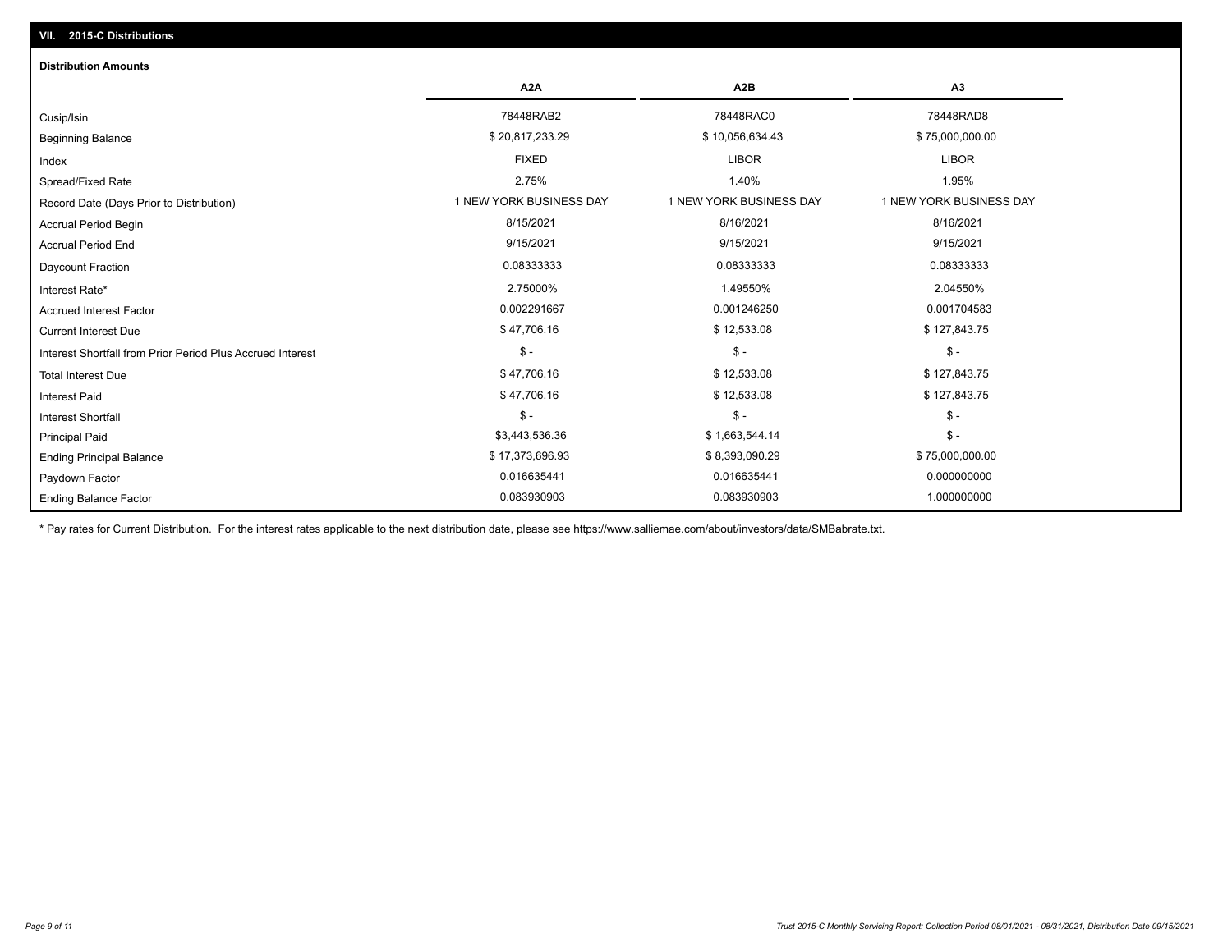## VII. 2015-C Distributions

### Distribution Amounts

| | A2A | A2B | A3 |
|---|---|---|---|
| Cusip/Isin | 78448RAB2 | 78448RAC0 | 78448RAD8 |
| Beginning Balance | $ 20,817,233.29 | $ 10,056,634.43 | $ 75,000,000.00 |
| Index | FIXED | LIBOR | LIBOR |
| Spread/Fixed Rate | 2.75% | 1.40% | 1.95% |
| Record Date (Days Prior to Distribution) | 1 NEW YORK BUSINESS DAY | 1 NEW YORK BUSINESS DAY | 1 NEW YORK BUSINESS DAY |
| Accrual Period Begin | 8/15/2021 | 8/16/2021 | 8/16/2021 |
| Accrual Period End | 9/15/2021 | 9/15/2021 | 9/15/2021 |
| Daycount Fraction | 0.08333333 | 0.08333333 | 0.08333333 |
| Interest Rate* | 2.75000% | 1.49550% | 2.04550% |
| Accrued Interest Factor | 0.002291667 | 0.001246250 | 0.001704583 |
| Current Interest Due | $ 47,706.16 | $ 12,533.08 | $ 127,843.75 |
| Interest Shortfall from Prior Period Plus Accrued Interest | $ - | $ - | $ - |
| Total Interest Due | $ 47,706.16 | $ 12,533.08 | $ 127,843.75 |
| Interest Paid | $ 47,706.16 | $ 12,533.08 | $ 127,843.75 |
| Interest Shortfall | $ - | $ - | $ - |
| Principal Paid | $3,443,536.36 | $ 1,663,544.14 | $ - |
| Ending Principal Balance | $ 17,373,696.93 | $ 8,393,090.29 | $ 75,000,000.00 |
| Paydown Factor | 0.016635441 | 0.016635441 | 0.000000000 |
| Ending Balance Factor | 0.083930903 | 0.083930903 | 1.000000000 |

* Pay rates for Current Distribution. For the interest rates applicable to the next distribution date, please see https://www.salliemae.com/about/investors/data/SMBabrate.txt.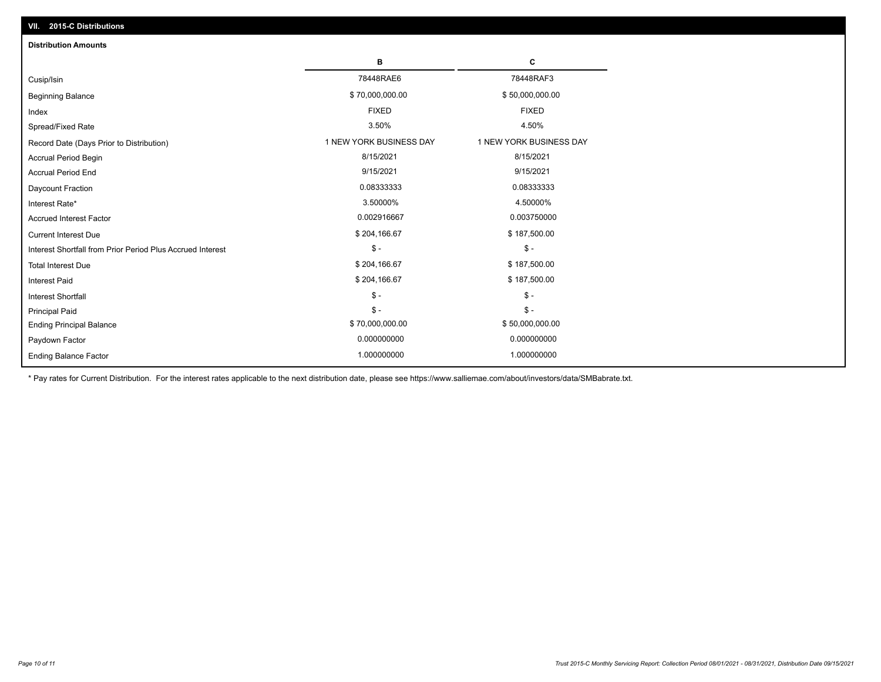## VII. 2015-C Distributions

### Distribution Amounts

| | B | C |
|---|---|---|
| Cusip/Isin | 78448RAE6 | 78448RAF3 |
| Beginning Balance | $ 70,000,000.00 | $ 50,000,000.00 |
| Index | FIXED | FIXED |
| Spread/Fixed Rate | 3.50% | 4.50% |
| Record Date (Days Prior to Distribution) | 1 NEW YORK BUSINESS DAY | 1 NEW YORK BUSINESS DAY |
| Accrual Period Begin | 8/15/2021 | 8/15/2021 |
| Accrual Period End | 9/15/2021 | 9/15/2021 |
| Daycount Fraction | 0.08333333 | 0.08333333 |
| Interest Rate* | 3.50000% | 4.50000% |
| Accrued Interest Factor | 0.002916667 | 0.003750000 |
| Current Interest Due | $ 204,166.67 | $ 187,500.00 |
| Interest Shortfall from Prior Period Plus Accrued Interest | $ - | $ - |
| Total Interest Due | $ 204,166.67 | $ 187,500.00 |
| Interest Paid | $ 204,166.67 | $ 187,500.00 |
| Interest Shortfall | $ - | $ - |
| Principal Paid | $ - | $ - |
| Ending Principal Balance | $ 70,000,000.00 | $ 50,000,000.00 |
| Paydown Factor | 0.000000000 | 0.000000000 |
| Ending Balance Factor | 1.000000000 | 1.000000000 |

* Pay rates for Current Distribution. For the interest rates applicable to the next distribution date, please see https://www.salliemae.com/about/investors/data/SMBabrate.txt.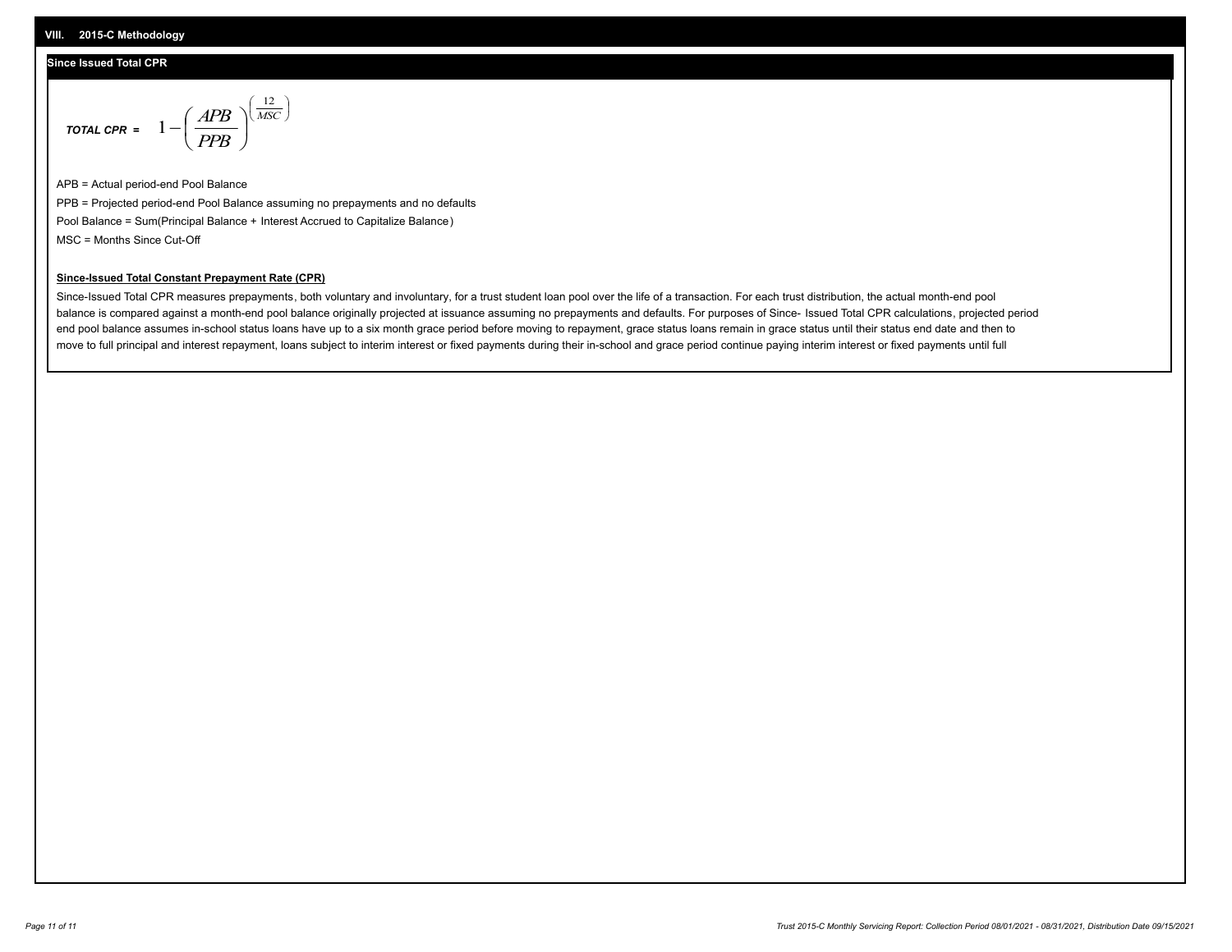## VIII. 2015-C Methodology

### Since Issued Total CPR

$$TOTAL\ CPR = 1 - \left(\frac{APB}{PPB}\right)^{\left(\frac{12}{MSC}\right)}$$

APB = Actual period-end Pool Balance

PPB = Projected period-end Pool Balance assuming no prepayments and no defaults

Pool Balance = Sum(Principal Balance + Interest Accrued to Capitalize Balance)

MSC = Months Since Cut-Off

**Since-Issued Total Constant Prepayment Rate (CPR)**

Since-Issued Total CPR measures prepayments, both voluntary and involuntary, for a trust student loan pool over the life of a transaction. For each trust distribution, the actual month-end pool balance is compared against a month-end pool balance originally projected at issuance assuming no prepayments and defaults. For purposes of Since- Issued Total CPR calculations, projected period end pool balance assumes in-school status loans have up to a six month grace period before moving to repayment, grace status loans remain in grace status until their status end date and then to move to full principal and interest repayment, loans subject to interim interest or fixed payments during their in-school and grace period continue paying interim interest or fixed payments until full